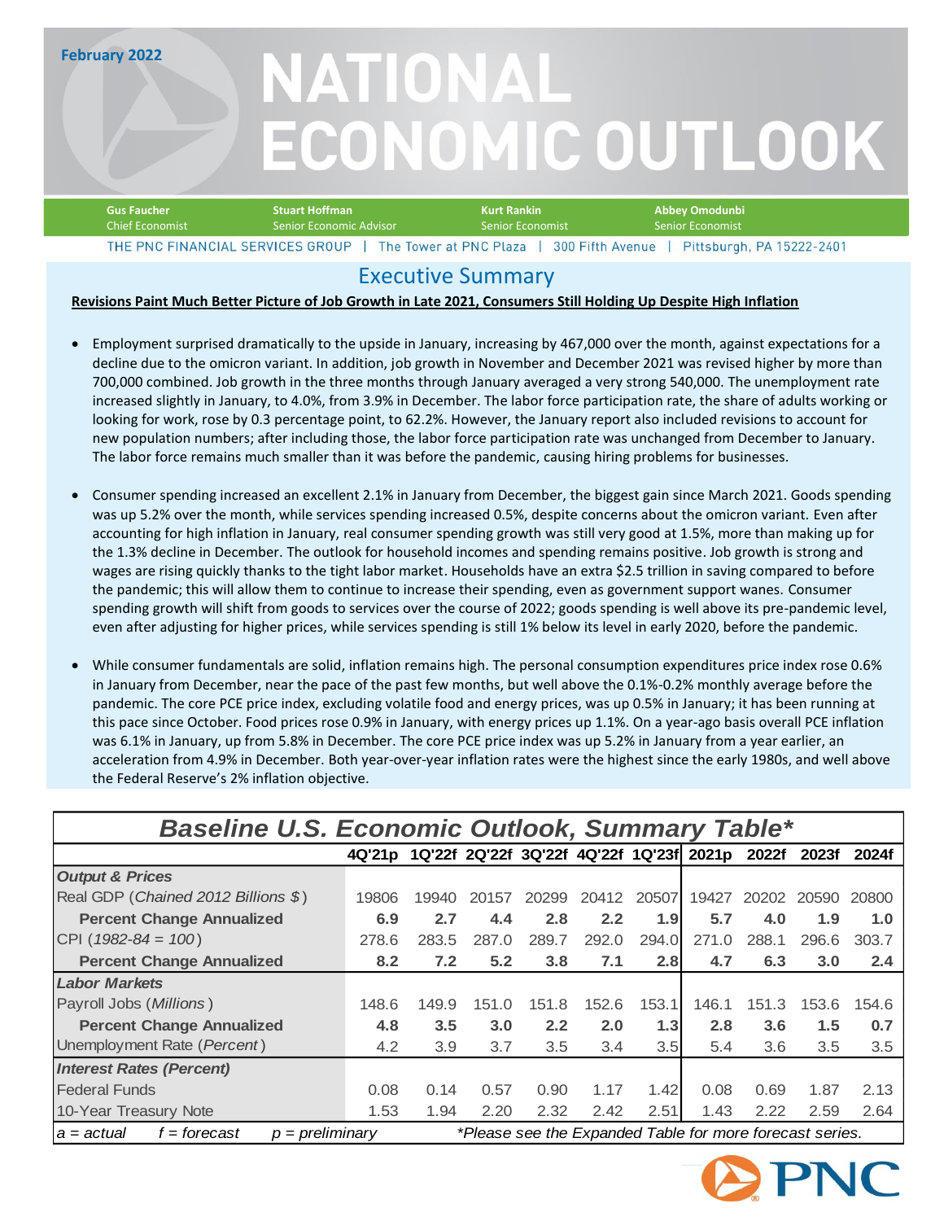February 2022

# NATIONAL ECONOMIC OUTLOOK

**Gus Faucher**
Chief Economist

**Stuart Hoffman**
Senior Economic Advisor

**Kurt Rankin**
Senior Economist

**Abbey Omodunbi**
Senior Economist

THE PNC FINANCIAL SERVICES GROUP | The Tower at PNC Plaza | 300 Fifth Avenue | Pittsburgh, PA 15222-2401

## Executive Summary

**Revisions Paint Much Better Picture of Job Growth in Late 2021, Consumers Still Holding Up Despite High Inflation**

- Employment surprised dramatically to the upside in January, increasing by 467,000 over the month, against expectations for a decline due to the omicron variant. In addition, job growth in November and December 2021 was revised higher by more than 700,000 combined. Job growth in the three months through January averaged a very strong 540,000. The unemployment rate increased slightly in January, to 4.0%, from 3.9% in December. The labor force participation rate, the share of adults working or looking for work, rose by 0.3 percentage point, to 62.2%. However, the January report also included revisions to account for new population numbers; after including those, the labor force participation rate was unchanged from December to January. The labor force remains much smaller than it was before the pandemic, causing hiring problems for businesses.

- Consumer spending increased an excellent 2.1% in January from December, the biggest gain since March 2021. Goods spending was up 5.2% over the month, while services spending increased 0.5%, despite concerns about the omicron variant. Even after accounting for high inflation in January, real consumer spending growth was still very good at 1.5%, more than making up for the 1.3% decline in December. The outlook for household incomes and spending remains positive. Job growth is strong and wages are rising quickly thanks to the tight labor market. Households have an extra $2.5 trillion in saving compared to before the pandemic; this will allow them to continue to increase their spending, even as government support wanes. Consumer spending growth will shift from goods to services over the course of 2022; goods spending is well above its pre-pandemic level, even after adjusting for higher prices, while services spending is still 1% below its level in early 2020, before the pandemic.

- While consumer fundamentals are solid, inflation remains high. The personal consumption expenditures price index rose 0.6% in January from December, near the pace of the past few months, but well above the 0.1%-0.2% monthly average before the pandemic. The core PCE price index, excluding volatile food and energy prices, was up 0.5% in January; it has been running at this pace since October. Food prices rose 0.9% in January, with energy prices up 1.1%. On a year-ago basis overall PCE inflation was 6.1% in January, up from 5.8% in December. The core PCE price index was up 5.2% in January from a year earlier, an acceleration from 4.9% in December. Both year-over-year inflation rates were the highest since the early 1980s, and well above the Federal Reserve's 2% inflation objective.

### *Baseline U.S. Economic Outlook, Summary Table**

| | 4Q'21p | 1Q'22f | 2Q'22f | 3Q'22f | 4Q'22f | 1Q'23f | 2021p | 2022f | 2023f | 2024f |
|---|---|---|---|---|---|---|---|---|---|---|
| ***Output & Prices*** | | | | | | | | | | |
| Real GDP (*Chained 2012 Billions $*) | 19806 | 19940 | 20157 | 20299 | 20412 | 20507 | 19427 | 20202 | 20590 | 20800 |
| **Percent Change Annualized** | **6.9** | **2.7** | **4.4** | **2.8** | **2.2** | **1.9** | **5.7** | **4.0** | **1.9** | **1.0** |
| CPI (*1982-84 = 100*) | 278.6 | 283.5 | 287.0 | 289.7 | 292.0 | 294.0 | 271.0 | 288.1 | 296.6 | 303.7 |
| **Percent Change Annualized** | **8.2** | **7.2** | **5.2** | **3.8** | **7.1** | **2.8** | **4.7** | **6.3** | **3.0** | **2.4** |
| ***Labor Markets*** | | | | | | | | | | |
| Payroll Jobs (*Millions*) | 148.6 | 149.9 | 151.0 | 151.8 | 152.6 | 153.1 | 146.1 | 151.3 | 153.6 | 154.6 |
| **Percent Change Annualized** | **4.8** | **3.5** | **3.0** | **2.2** | **2.0** | **1.3** | **2.8** | **3.6** | **1.5** | **0.7** |
| Unemployment Rate (*Percent*) | 4.2 | 3.9 | 3.7 | 3.5 | 3.4 | 3.5 | 5.4 | 3.6 | 3.5 | 3.5 |
| ***Interest Rates (Percent)*** | | | | | | | | | | |
| Federal Funds | 0.08 | 0.14 | 0.57 | 0.90 | 1.17 | 1.42 | 0.08 | 0.69 | 1.87 | 2.13 |
| 10-Year Treasury Note | 1.53 | 1.94 | 2.20 | 2.32 | 2.42 | 2.51 | 1.43 | 2.22 | 2.59 | 2.64 |

*a = actual f = forecast p = preliminary*   **Please see the Expanded Table for more forecast series.*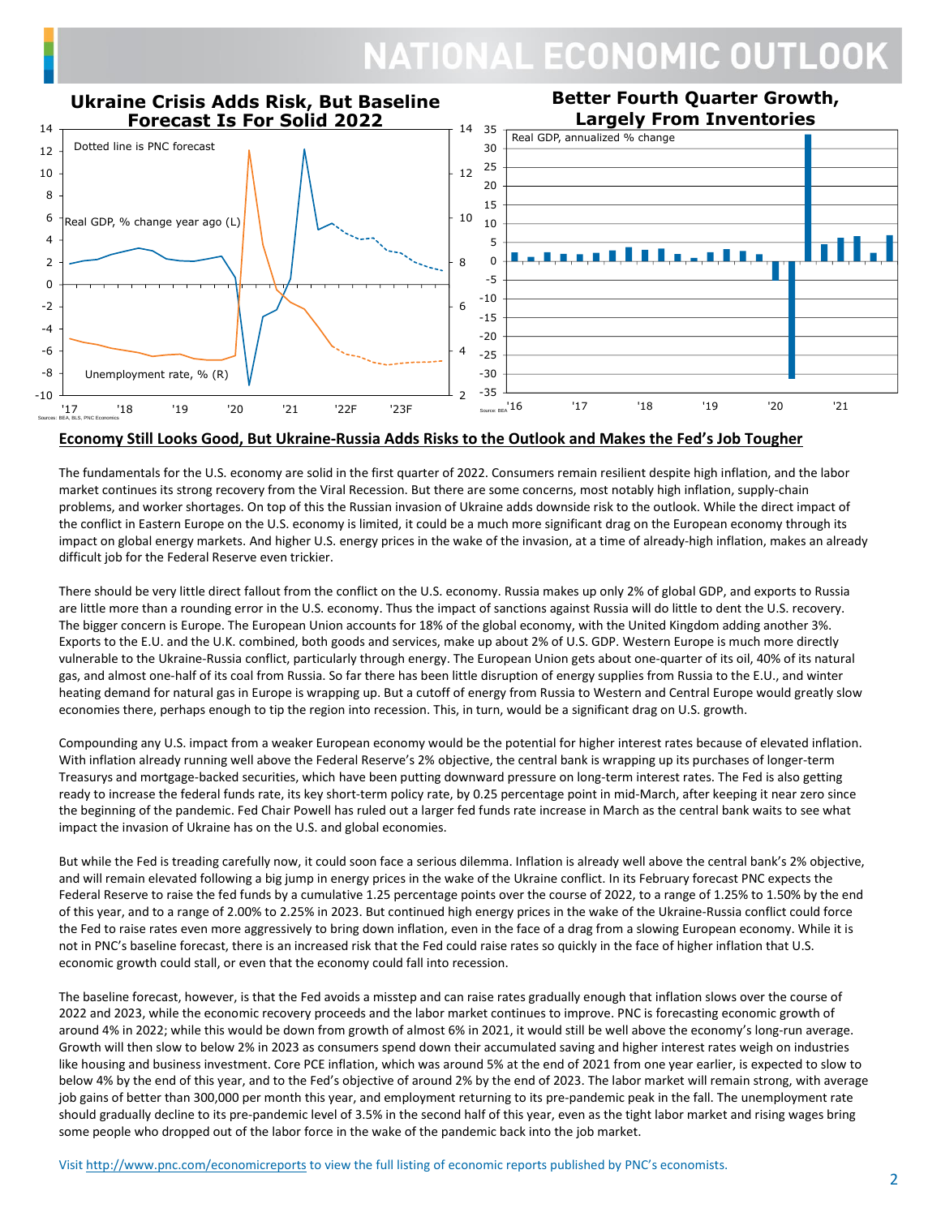**Ukraine Crisis Adds Risk, But Baseline Forecast Is For Solid 2022**

Dotted line is PNC forecast

Real GDP, % change year ago (L)

Unemployment rate, % (R)

Sources: BEA, BLS, PNC Economics

**Better Fourth Quarter Growth, Largely From Inventories**

Real GDP, annualized % change

Source: BEA

## Economy Still Looks Good, But Ukraine-Russia Adds Risks to the Outlook and Makes the Fed's Job Tougher

The fundamentals for the U.S. economy are solid in the first quarter of 2022. Consumers remain resilient despite high inflation, and the labor market continues its strong recovery from the Viral Recession. But there are some concerns, most notably high inflation, supply-chain problems, and worker shortages. On top of this the Russian invasion of Ukraine adds downside risk to the outlook. While the direct impact of the conflict in Eastern Europe on the U.S. economy is limited, it could be a much more significant drag on the European economy through its impact on global energy markets. And higher U.S. energy prices in the wake of the invasion, at a time of already-high inflation, makes an already difficult job for the Federal Reserve even trickier.

There should be very little direct fallout from the conflict on the U.S. economy. Russia makes up only 2% of global GDP, and exports to Russia are little more than a rounding error in the U.S. economy. Thus the impact of sanctions against Russia will do little to dent the U.S. recovery. The bigger concern is Europe. The European Union accounts for 18% of the global economy, with the United Kingdom adding another 3%. Exports to the E.U. and the U.K. combined, both goods and services, make up about 2% of U.S. GDP. Western Europe is much more directly vulnerable to the Ukraine-Russia conflict, particularly through energy. The European Union gets about one-quarter of its oil, 40% of its natural gas, and almost one-half of its coal from Russia. So far there has been little disruption of energy supplies from Russia to the E.U., and winter heating demand for natural gas in Europe is wrapping up. But a cutoff of energy from Russia to Western and Central Europe would greatly slow economies there, perhaps enough to tip the region into recession. This, in turn, would be a significant drag on U.S. growth.

Compounding any U.S. impact from a weaker European economy would be the potential for higher interest rates because of elevated inflation. With inflation already running well above the Federal Reserve's 2% objective, the central bank is wrapping up its purchases of longer-term Treasurys and mortgage-backed securities, which have been putting downward pressure on long-term interest rates. The Fed is also getting ready to increase the federal funds rate, its key short-term policy rate, by 0.25 percentage point in mid-March, after keeping it near zero since the beginning of the pandemic. Fed Chair Powell has ruled out a larger fed funds rate increase in March as the central bank waits to see what impact the invasion of Ukraine has on the U.S. and global economies.

But while the Fed is treading carefully now, it could soon face a serious dilemma. Inflation is already well above the central bank's 2% objective, and will remain elevated following a big jump in energy prices in the wake of the Ukraine conflict. In its February forecast PNC expects the Federal Reserve to raise the fed funds by a cumulative 1.25 percentage points over the course of 2022, to a range of 1.25% to 1.50% by the end of this year, and to a range of 2.00% to 2.25% in 2023. But continued high energy prices in the wake of the Ukraine-Russia conflict could force the Fed to raise rates even more aggressively to bring down inflation, even in the face of a drag from a slowing European economy. While it is not in PNC's baseline forecast, there is an increased risk that the Fed could raise rates so quickly in the face of higher inflation that U.S. economic growth could stall, or even that the economy could fall into recession.

The baseline forecast, however, is that the Fed avoids a misstep and can raise rates gradually enough that inflation slows over the course of 2022 and 2023, while the economic recovery proceeds and the labor market continues to improve. PNC is forecasting economic growth of around 4% in 2022; while this would be down from growth of almost 6% in 2021, it would still be well above the economy's long-run average. Growth will then slow to below 2% in 2023 as consumers spend down their accumulated saving and higher interest rates weigh on industries like housing and business investment. Core PCE inflation, which was around 5% at the end of 2021 from one year earlier, is expected to slow to below 4% by the end of this year, and to the Fed's objective of around 2% by the end of 2023. The labor market will remain strong, with average job gains of better than 300,000 per month this year, and employment returning to its pre-pandemic peak in the fall. The unemployment rate should gradually decline to its pre-pandemic level of 3.5% in the second half of this year, even as the tight labor market and rising wages bring some people who dropped out of the labor force in the wake of the pandemic back into the job market.

Visit http://www.pnc.com/economicreports to view the full listing of economic reports published by PNC's economists.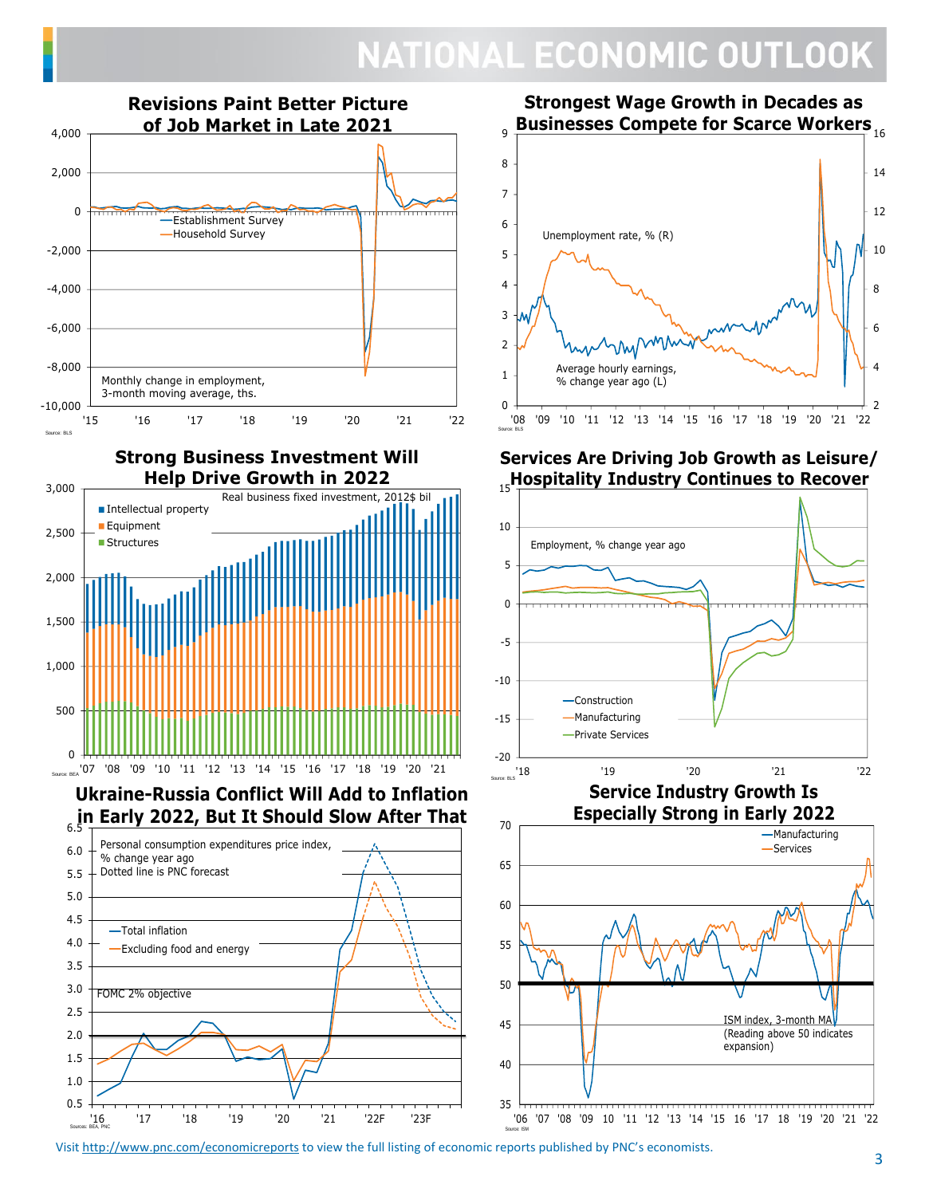# NATIONAL ECONOMIC OUTLOOK

## Revisions Paint Better Picture of Job Market in Late 2021

Establishment Survey
Household Survey

Monthly change in employment, 3-month moving average, ths.

Source: BLS

## Strongest Wage Growth in Decades as Businesses Compete for Scarce Workers

Unemployment rate, % (R)

Average hourly earnings, % change year ago (L)

Source: BLS

## Strong Business Investment Will Help Drive Growth in 2022

Real business fixed investment, 2012$ bil

Intellectual property
Equipment
Structures

Source: BEA

## Services Are Driving Job Growth as Leisure/Hospitality Industry Continues to Recover

Employment, % change year ago

Construction
Manufacturing
Private Services

Source: BLS

## Ukraine-Russia Conflict Will Add to Inflation in Early 2022, But It Should Slow After That

Personal consumption expenditures price index, % change year ago
Dotted line is PNC forecast

Total inflation
Excluding food and energy

FOMC 2% objective

Sources: BEA, PNC

## Service Industry Growth Is Especially Strong in Early 2022

Manufacturing
Services

ISM index, 3-month MA (Reading above 50 indicates expansion)

Source: ISM

Visit http://www.pnc.com/economicreports to view the full listing of economic reports published by PNC's economists.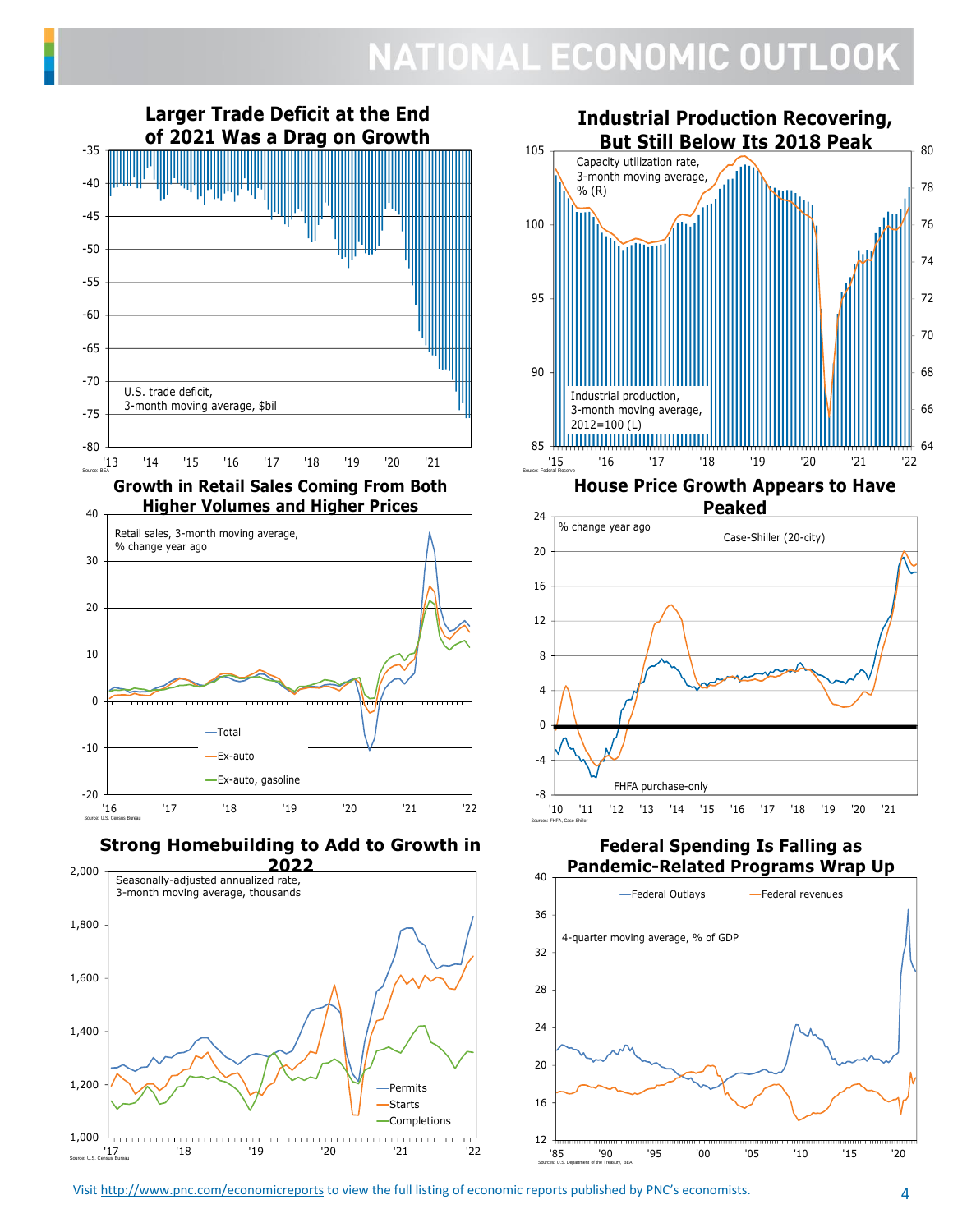# NATIONAL ECONOMIC OUTLOOK

### Larger Trade Deficit at the End of 2021 Was a Drag on Growth

U.S. trade deficit, 3-month moving average, $bil

Source: BEA

### Industrial Production Recovering, But Still Below Its 2018 Peak

Capacity utilization rate, 3-month moving average, % (R)

Industrial production, 3-month moving average, 2012=100 (L)

Source: Federal Reserve

### Growth in Retail Sales Coming From Both Higher Volumes and Higher Prices

Retail sales, 3-month moving average, % change year ago

Total

Ex-auto

Ex-auto, gasoline

Source: U.S. Census Bureau

### House Price Growth Appears to Have Peaked

% change year ago

Case-Shiller (20-city)

FHFA purchase-only

Sources: FHFA, Case-Shiller

### Strong Homebuilding to Add to Growth in 2022

Seasonally-adjusted annualized rate, 3-month moving average, thousands

Permits

Starts

Completions

Source: U.S. Census Bureau

### Federal Spending Is Falling as Pandemic-Related Programs Wrap Up

Federal Outlays

Federal revenues

4-quarter moving average, % of GDP

Sources: U.S. Department of the Treasury, BEA

Visit http://www.pnc.com/economicreports to view the full listing of economic reports published by PNC's economists.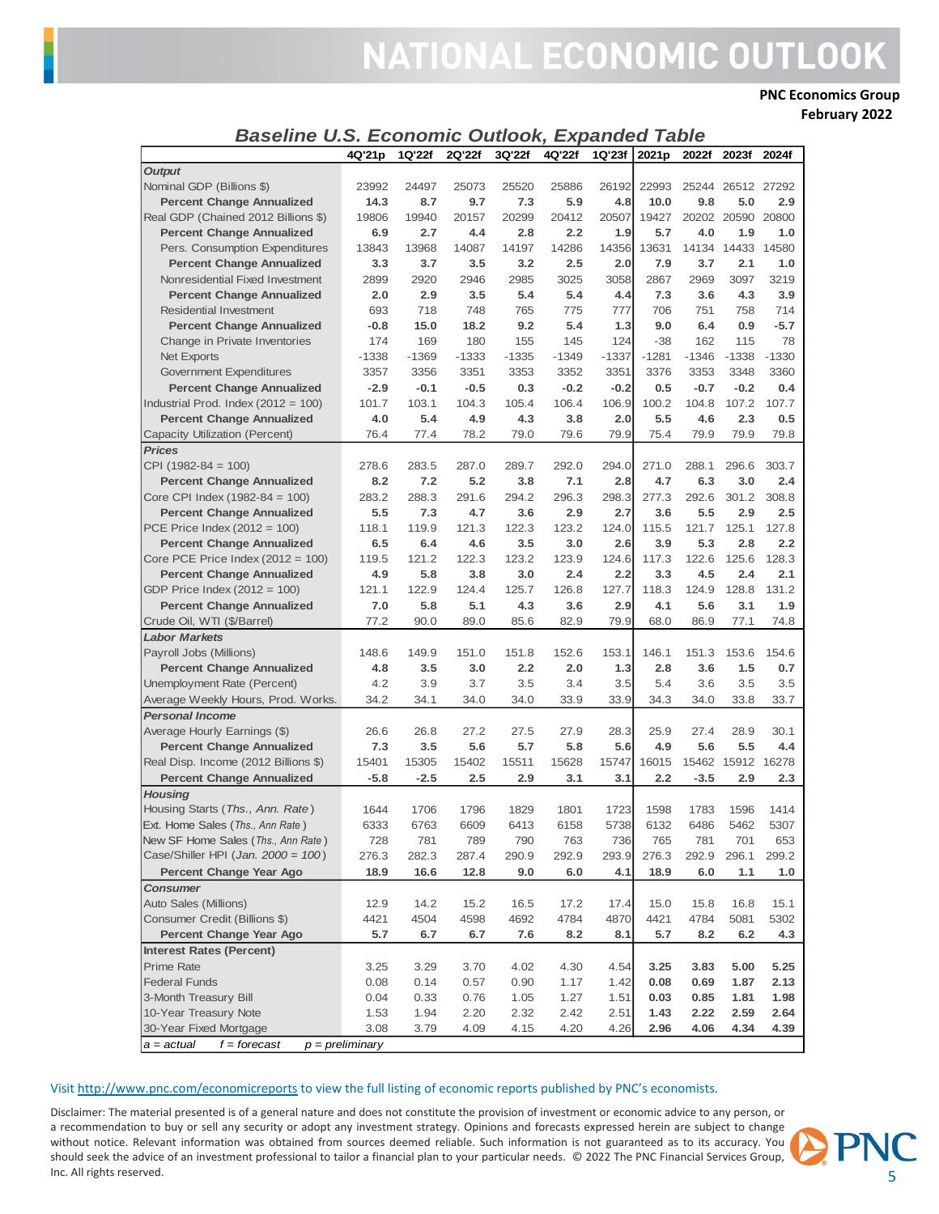# NATIONAL ECONOMIC OUTLOOK

**PNC Economics Group**
**February 2022**

## *Baseline U.S. Economic Outlook, Expanded Table*

| | 4Q'21p | 1Q'22f | 2Q'22f | 3Q'22f | 4Q'22f | 1Q'23f | 2021p | 2022f | 2023f | 2024f |
|---|---|---|---|---|---|---|---|---|---|---|
| ***Output*** | | | | | | | | | | |
| Nominal GDP (Billions $) | 23992 | 24497 | 25073 | 25520 | 25886 | 26192 | 22993 | 25244 | 26512 | 27292 |
| **Percent Change Annualized** | **14.3** | **8.7** | **9.7** | **7.3** | **5.9** | **4.8** | **10.0** | **9.8** | **5.0** | **2.9** |
| Real GDP (Chained 2012 Billions $) | 19806 | 19940 | 20157 | 20299 | 20412 | 20507 | 19427 | 20202 | 20590 | 20800 |
| **Percent Change Annualized** | **6.9** | **2.7** | **4.4** | **2.8** | **2.2** | **1.9** | **5.7** | **4.0** | **1.9** | **1.0** |
| Pers. Consumption Expenditures | 13843 | 13968 | 14087 | 14197 | 14286 | 14356 | 13631 | 14134 | 14433 | 14580 |
| **Percent Change Annualized** | **3.3** | **3.7** | **3.5** | **3.2** | **2.5** | **2.0** | **7.9** | **3.7** | **2.1** | **1.0** |
| Nonresidential Fixed Investment | 2899 | 2920 | 2946 | 2985 | 3025 | 3058 | 2867 | 2969 | 3097 | 3219 |
| **Percent Change Annualized** | **2.0** | **2.9** | **3.5** | **5.4** | **5.4** | **4.4** | **7.3** | **3.6** | **4.3** | **3.9** |
| Residential Investment | 693 | 718 | 748 | 765 | 775 | 777 | 706 | 751 | 758 | 714 |
| **Percent Change Annualized** | **-0.8** | **15.0** | **18.2** | **9.2** | **5.4** | **1.3** | **9.0** | **6.4** | **0.9** | **-5.7** |
| Change in Private Inventories | 174 | 169 | 180 | 155 | 145 | 124 | -38 | 162 | 115 | 78 |
| Net Exports | -1338 | -1369 | -1333 | -1335 | -1349 | -1337 | -1281 | -1346 | -1338 | -1330 |
| Government Expenditures | 3357 | 3356 | 3351 | 3353 | 3352 | 3351 | 3376 | 3353 | 3348 | 3360 |
| **Percent Change Annualized** | **-2.9** | **-0.1** | **-0.5** | **0.3** | **-0.2** | **-0.2** | **0.5** | **-0.7** | **-0.2** | **0.4** |
| Industrial Prod. Index (2012 = 100) | 101.7 | 103.1 | 104.3 | 105.4 | 106.4 | 106.9 | 100.2 | 104.8 | 107.2 | 107.7 |
| **Percent Change Annualized** | **4.0** | **5.4** | **4.9** | **4.3** | **3.8** | **2.0** | **5.5** | **4.6** | **2.3** | **0.5** |
| Capacity Utilization (Percent) | 76.4 | 77.4 | 78.2 | 79.0 | 79.6 | 79.9 | 75.4 | 79.9 | 79.9 | 79.8 |
| ***Prices*** | | | | | | | | | | |
| CPI (1982-84 = 100) | 278.6 | 283.5 | 287.0 | 289.7 | 292.0 | 294.0 | 271.0 | 288.1 | 296.6 | 303.7 |
| **Percent Change Annualized** | **8.2** | **7.2** | **5.2** | **3.8** | **7.1** | **2.8** | **4.7** | **6.3** | **3.0** | **2.4** |
| Core CPI Index (1982-84 = 100) | 283.2 | 288.3 | 291.6 | 294.2 | 296.3 | 298.3 | 277.3 | 292.6 | 301.2 | 308.8 |
| **Percent Change Annualized** | **5.5** | **7.3** | **4.7** | **3.6** | **2.9** | **2.7** | **3.6** | **5.5** | **2.9** | **2.5** |
| PCE Price Index (2012 = 100) | 118.1 | 119.9 | 121.3 | 122.3 | 123.2 | 124.0 | 115.5 | 121.7 | 125.1 | 127.8 |
| **Percent Change Annualized** | **6.5** | **6.4** | **4.6** | **3.5** | **3.0** | **2.6** | **3.9** | **5.3** | **2.8** | **2.2** |
| Core PCE Price Index (2012 = 100) | 119.5 | 121.2 | 122.3 | 123.2 | 123.9 | 124.6 | 117.3 | 122.6 | 125.6 | 128.3 |
| **Percent Change Annualized** | **4.9** | **5.8** | **3.8** | **3.0** | **2.4** | **2.2** | **3.3** | **4.5** | **2.4** | **2.1** |
| GDP Price Index (2012 = 100) | 121.1 | 122.9 | 124.4 | 125.7 | 126.8 | 127.7 | 118.3 | 124.9 | 128.8 | 131.2 |
| **Percent Change Annualized** | **7.0** | **5.8** | **5.1** | **4.3** | **3.6** | **2.9** | **4.1** | **5.6** | **3.1** | **1.9** |
| Crude Oil, WTI ($/Barrel) | 77.2 | 90.0 | 89.0 | 85.6 | 82.9 | 79.9 | 68.0 | 86.9 | 77.1 | 74.8 |
| ***Labor Markets*** | | | | | | | | | | |
| Payroll Jobs (Millions) | 148.6 | 149.9 | 151.0 | 151.8 | 152.6 | 153.1 | 146.1 | 151.3 | 153.6 | 154.6 |
| **Percent Change Annualized** | **4.8** | **3.5** | **3.0** | **2.2** | **2.0** | **1.3** | **2.8** | **3.6** | **1.5** | **0.7** |
| Unemployment Rate (Percent) | 4.2 | 3.9 | 3.7 | 3.5 | 3.4 | 3.5 | 5.4 | 3.6 | 3.5 | 3.5 |
| Average Weekly Hours, Prod. Works. | 34.2 | 34.1 | 34.0 | 34.0 | 33.9 | 33.9 | 34.3 | 34.0 | 33.8 | 33.7 |
| ***Personal Income*** | | | | | | | | | | |
| Average Hourly Earnings ($) | 26.6 | 26.8 | 27.2 | 27.5 | 27.9 | 28.3 | 25.9 | 27.4 | 28.9 | 30.1 |
| **Percent Change Annualized** | **7.3** | **3.5** | **5.6** | **5.7** | **5.8** | **5.6** | **4.9** | **5.6** | **5.5** | **4.4** |
| Real Disp. Income (2012 Billions $) | 15401 | 15305 | 15402 | 15511 | 15628 | 15747 | 16015 | 15462 | 15912 | 16278 |
| **Percent Change Annualized** | **-5.8** | **-2.5** | **2.5** | **2.9** | **3.1** | **3.1** | **2.2** | **-3.5** | **2.9** | **2.3** |
| ***Housing*** | | | | | | | | | | |
| Housing Starts (*Ths., Ann. Rate*) | 1644 | 1706 | 1796 | 1829 | 1801 | 1723 | 1598 | 1783 | 1596 | 1414 |
| Ext. Home Sales (*Ths., Ann Rate*) | 6333 | 6763 | 6609 | 6413 | 6158 | 5738 | 6132 | 6486 | 5462 | 5307 |
| New SF Home Sales (*Ths., Ann Rate*) | 728 | 781 | 789 | 790 | 763 | 736 | 765 | 781 | 701 | 653 |
| Case/Shiller HPI (*Jan. 2000 = 100*) | 276.3 | 282.3 | 287.4 | 290.9 | 292.9 | 293.9 | 276.3 | 292.9 | 296.1 | 299.2 |
| **Percent Change Year Ago** | **18.9** | **16.6** | **12.8** | **9.0** | **6.0** | **4.1** | **18.9** | **6.0** | **1.1** | **1.0** |
| ***Consumer*** | | | | | | | | | | |
| Auto Sales (Millions) | 12.9 | 14.2 | 15.2 | 16.5 | 17.2 | 17.4 | 15.0 | 15.8 | 16.8 | 15.1 |
| Consumer Credit (Billions $) | 4421 | 4504 | 4598 | 4692 | 4784 | 4870 | 4421 | 4784 | 5081 | 5302 |
| **Percent Change Year Ago** | **5.7** | **6.7** | **6.7** | **7.6** | **8.2** | **8.1** | **5.7** | **8.2** | **6.2** | **4.3** |
| **Interest Rates (Percent)** | | | | | | | | | | |
| Prime Rate | 3.25 | 3.29 | 3.70 | 4.02 | 4.30 | 4.54 | **3.25** | **3.83** | **5.00** | **5.25** |
| Federal Funds | 0.08 | 0.14 | 0.57 | 0.90 | 1.17 | 1.42 | **0.08** | **0.69** | **1.87** | **2.13** |
| 3-Month Treasury Bill | 0.04 | 0.33 | 0.76 | 1.05 | 1.27 | 1.51 | **0.03** | **0.85** | **1.81** | **1.98** |
| 10-Year Treasury Note | 1.53 | 1.94 | 2.20 | 2.32 | 2.42 | 2.51 | **1.43** | **2.22** | **2.59** | **2.64** |
| 30-Year Fixed Mortgage | 3.08 | 3.79 | 4.09 | 4.15 | 4.20 | 4.26 | **2.96** | **4.06** | **4.34** | **4.39** |

*a = actual      f = forecast      p = preliminary*

Visit http://www.pnc.com/economicreports to view the full listing of economic reports published by PNC's economists.

Disclaimer: The material presented is of a general nature and does not constitute the provision of investment or economic advice to any person, or a recommendation to buy or sell any security or adopt any investment strategy. Opinions and forecasts expressed herein are subject to change without notice. Relevant information was obtained from sources deemed reliable. Such information is not guaranteed as to its accuracy. You should seek the advice of an investment professional to tailor a financial plan to your particular needs. © 2022 The PNC Financial Services Group, Inc. All rights reserved.